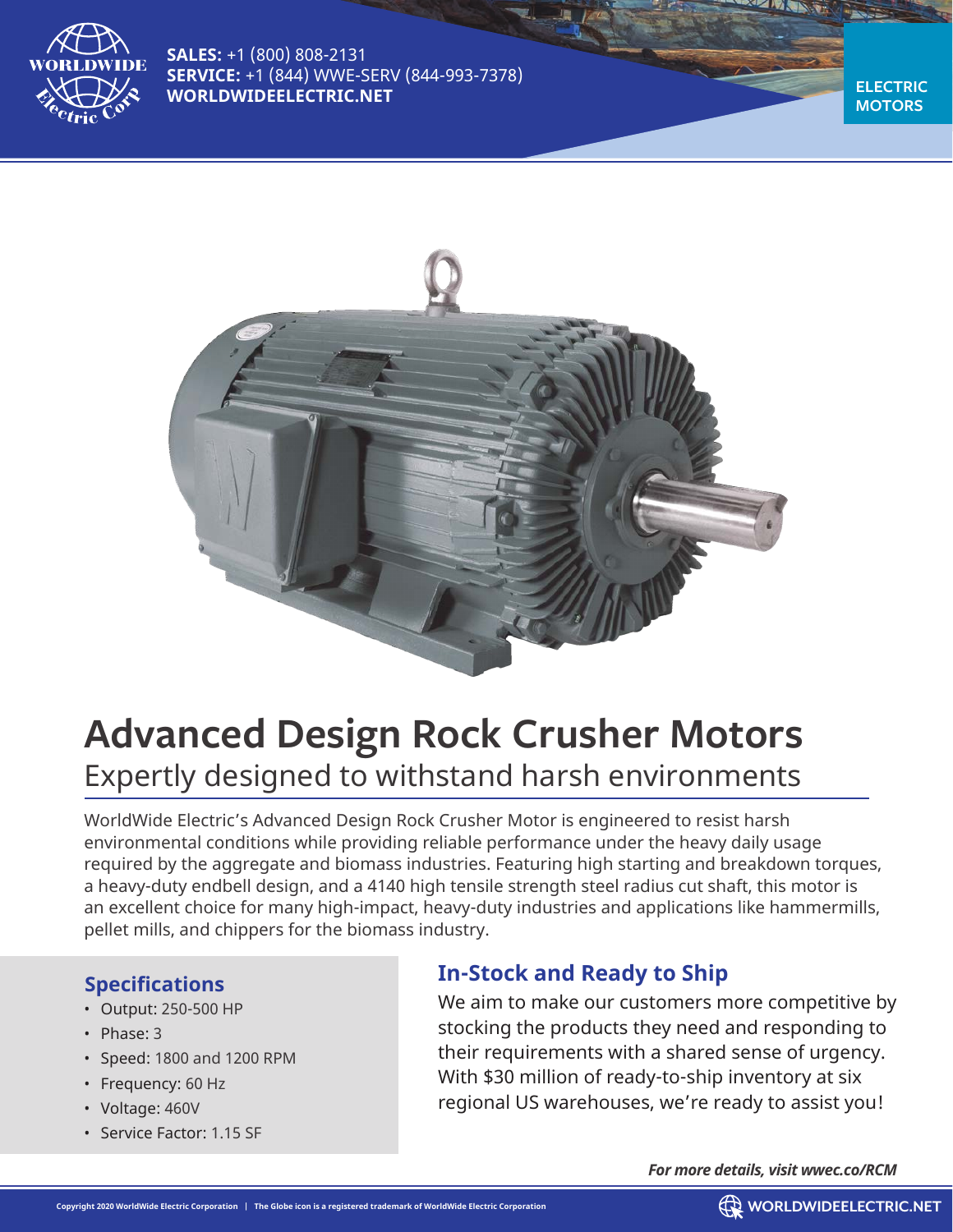**SALES:** +1 (800) 808-2131
**SERVICE:** +1 (844) WWE-SERV (844-993-7378)
**WORLDWIDEELECTRIC.NET**

**ELECTRIC MOTORS**

# Advanced Design Rock Crusher Motors

## Expertly designed to withstand harsh environments

WorldWide Electric's Advanced Design Rock Crusher Motor is engineered to resist harsh environmental conditions while providing reliable performance under the heavy daily usage required by the aggregate and biomass industries. Featuring high starting and breakdown torques, a heavy-duty endbell design, and a 4140 high tensile strength steel radius cut shaft, this motor is an excellent choice for many high-impact, heavy-duty industries and applications like hammermills, pellet mills, and chippers for the biomass industry.

### Specifications

- Output: 250-500 HP
- Phase: 3
- Speed: 1800 and 1200 RPM
- Frequency: 60 Hz
- Voltage: 460V
- Service Factor: 1.15 SF

### In-Stock and Ready to Ship

We aim to make our customers more competitive by stocking the products they need and responding to their requirements with a shared sense of urgency. With $30 million of ready-to-ship inventory at six regional US warehouses, we're ready to assist you!

***For more details, visit wwec.co/RCM***

Copyright 2020 WorldWide Electric Corporation | The Globe icon is a registered trademark of WorldWide Electric Corporation

WORLDWIDEELECTRIC.NET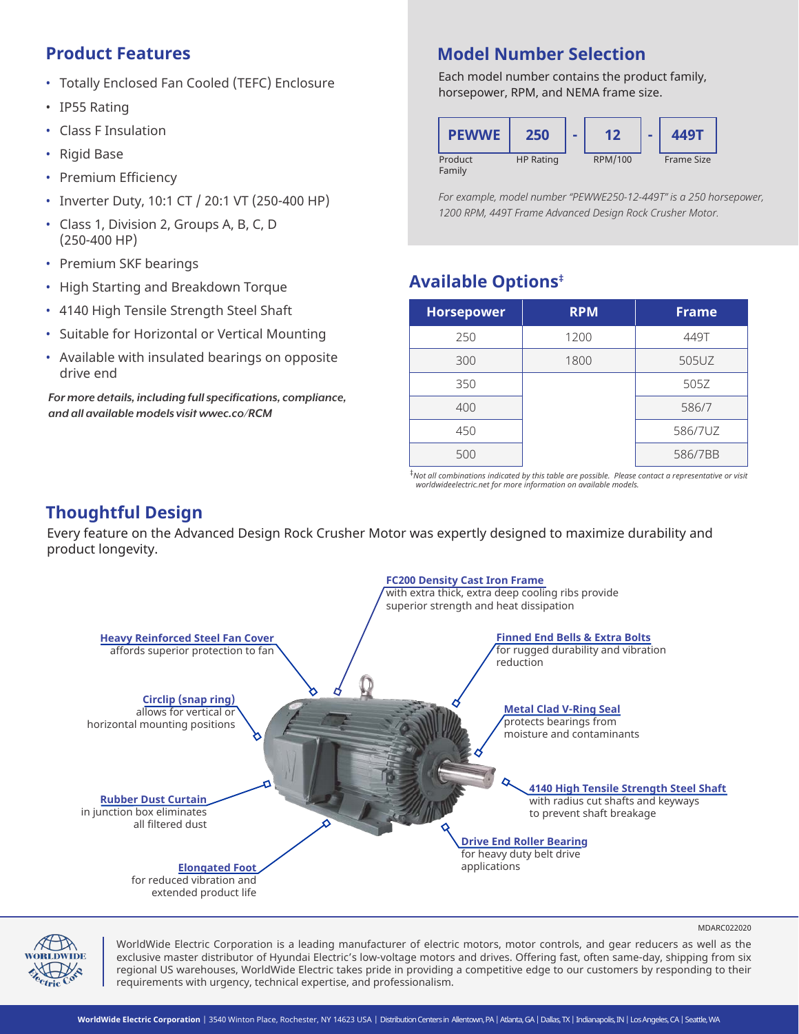## Product Features

- Totally Enclosed Fan Cooled (TEFC) Enclosure
- IP55 Rating
- Class F Insulation
- Rigid Base
- Premium Efficiency
- Inverter Duty, 10:1 CT / 20:1 VT (250-400 HP)
- Class 1, Division 2, Groups A, B, C, D (250-400 HP)
- Premium SKF bearings
- High Starting and Breakdown Torque
- 4140 High Tensile Strength Steel Shaft
- Suitable for Horizontal or Vertical Mounting
- Available with insulated bearings on opposite drive end

***For more details, including full specifications, compliance, and all available models visit wwec.co/RCM***

## Model Number Selection

Each model number contains the product family, horsepower, RPM, and NEMA frame size.

| PEWWE | 250 | - | 12 | - | 449T |
|---|---|---|---|---|---|
| Product Family | HP Rating | | RPM/100 | | Frame Size |

*For example, model number "PEWWE250-12-449T" is a 250 horsepower, 1200 RPM, 449T Frame Advanced Design Rock Crusher Motor.*

## Available Options‡

| Horsepower | RPM | Frame |
|---|---|---|
| 250 | 1200 | 449T |
| 300 | 1800 | 505UZ |
| 350 | | 505Z |
| 400 | | 586/7 |
| 450 | | 586/7UZ |
| 500 | | 586/7BB |

‡*Not all combinations indicated by this table are possible. Please contact a representative or visit worldwideelectric.net for more information on available models.*

## Thoughtful Design

Every feature on the Advanced Design Rock Crusher Motor was expertly designed to maximize durability and product longevity.

**FC200 Density Cast Iron Frame** with extra thick, extra deep cooling ribs provide superior strength and heat dissipation

**Heavy Reinforced Steel Fan Cover** affords superior protection to fan

**Finned End Bells & Extra Bolts** for rugged durability and vibration reduction

**Circlip (snap ring)** allows for vertical or horizontal mounting positions

**Metal Clad V-Ring Seal** protects bearings from moisture and contaminants

**4140 High Tensile Strength Steel Shaft** with radius cut shafts and keyways to prevent shaft breakage

**Rubber Dust Curtain** in junction box eliminates all filtered dust

**Drive End Roller Bearing** for heavy duty belt drive applications

**Elongated Foot** for reduced vibration and extended product life

MDARC022020

WorldWide Electric Corporation is a leading manufacturer of electric motors, motor controls, and gear reducers as well as the exclusive master distributor of Hyundai Electric's low-voltage motors and drives. Offering fast, often same-day, shipping from six regional US warehouses, WorldWide Electric takes pride in providing a competitive edge to our customers by responding to their requirements with urgency, technical expertise, and professionalism.

**WorldWide Electric Corporation** | 3540 Winton Place, Rochester, NY 14623 USA | Distribution Centers in Allentown, PA | Atlanta, GA | Dallas, TX | Indianapolis, IN | Los Angeles, CA | Seattle, WA